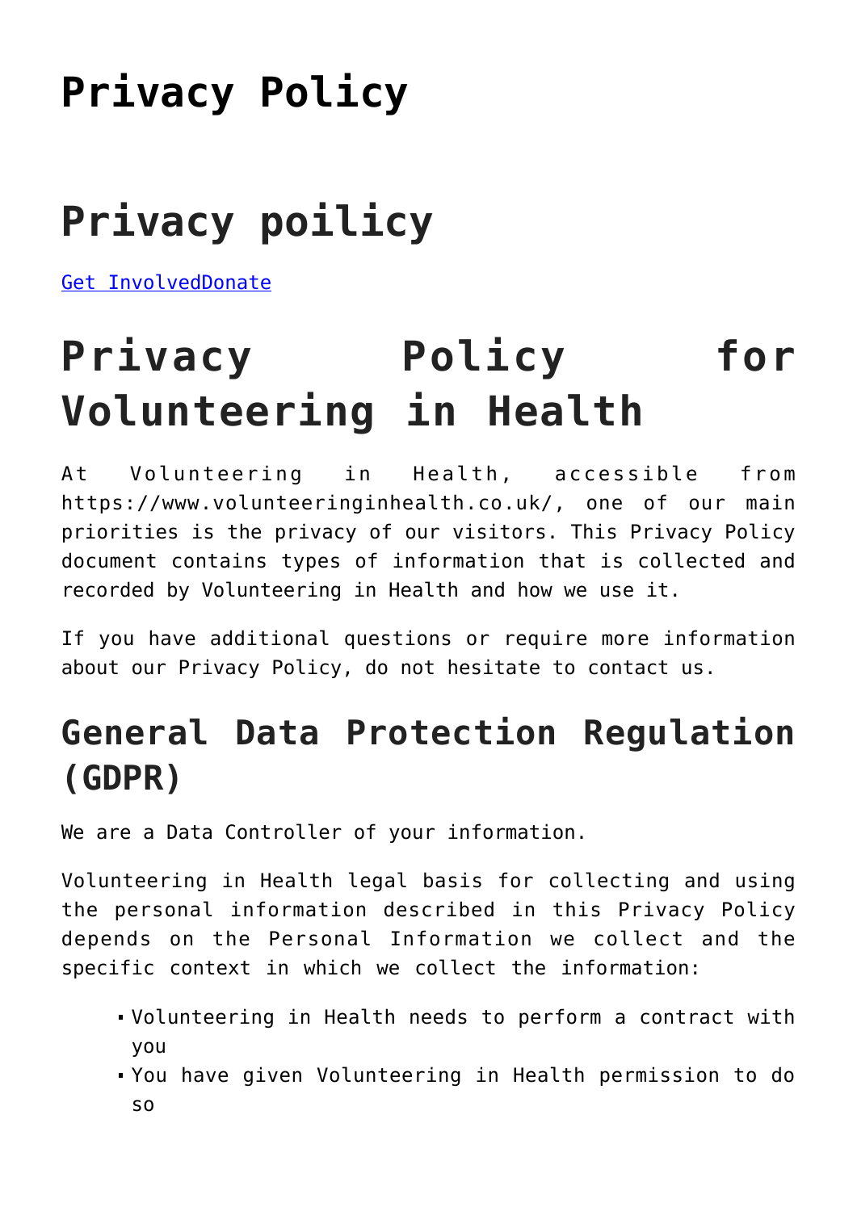# Privacy Policy

# Privacy poilicy

Get InvolvedDonate

# Privacy Policy for Volunteering in Health

At Volunteering in Health, accessible from https://www.volunteeringinhealth.co.uk/, one of our main priorities is the privacy of our visitors. This Privacy Policy document contains types of information that is collected and recorded by Volunteering in Health and how we use it.

If you have additional questions or require more information about our Privacy Policy, do not hesitate to contact us.

## General Data Protection Regulation (GDPR)

We are a Data Controller of your information.

Volunteering in Health legal basis for collecting and using the personal information described in this Privacy Policy depends on the Personal Information we collect and the specific context in which we collect the information:

- Volunteering in Health needs to perform a contract with you
- You have given Volunteering in Health permission to do so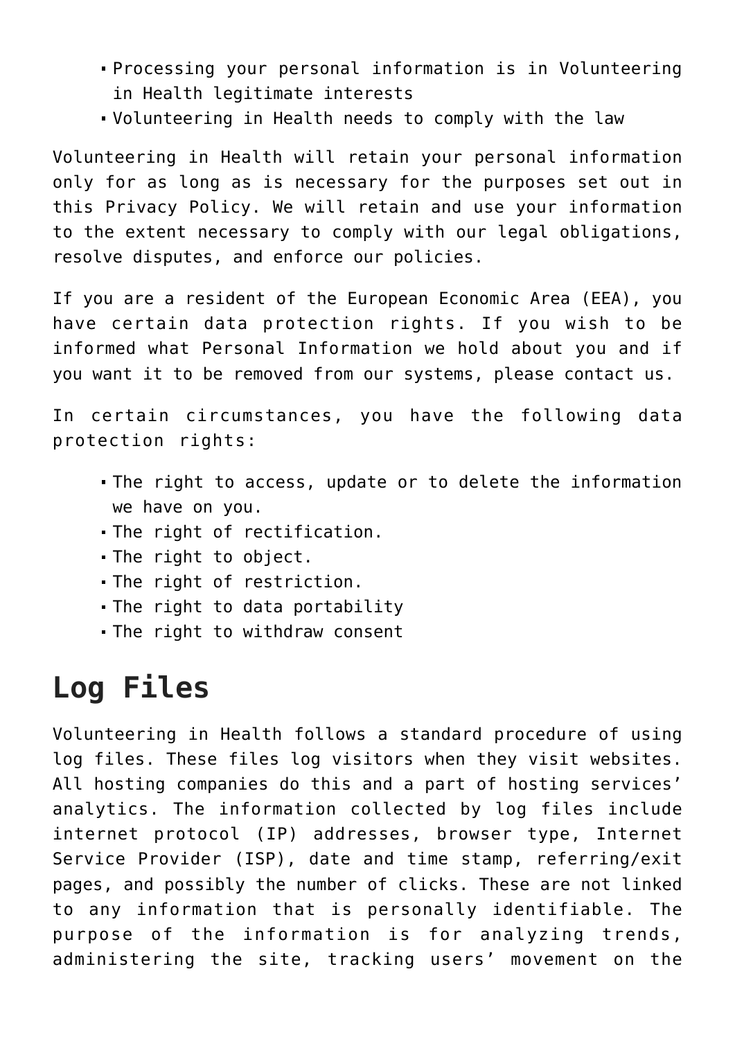- Processing your personal information is in Volunteering in Health legitimate interests
- Volunteering in Health needs to comply with the law

Volunteering in Health will retain your personal information only for as long as is necessary for the purposes set out in this Privacy Policy. We will retain and use your information to the extent necessary to comply with our legal obligations, resolve disputes, and enforce our policies.

If you are a resident of the European Economic Area (EEA), you have certain data protection rights. If you wish to be informed what Personal Information we hold about you and if you want it to be removed from our systems, please contact us.

In certain circumstances, you have the following data protection rights:

- The right to access, update or to delete the information we have on you.
- The right of rectification.
- The right to object.
- The right of restriction.
- The right to data portability
- The right to withdraw consent

## Log Files

Volunteering in Health follows a standard procedure of using log files. These files log visitors when they visit websites. All hosting companies do this and a part of hosting services' analytics. The information collected by log files include internet protocol (IP) addresses, browser type, Internet Service Provider (ISP), date and time stamp, referring/exit pages, and possibly the number of clicks. These are not linked to any information that is personally identifiable. The purpose of the information is for analyzing trends, administering the site, tracking users' movement on the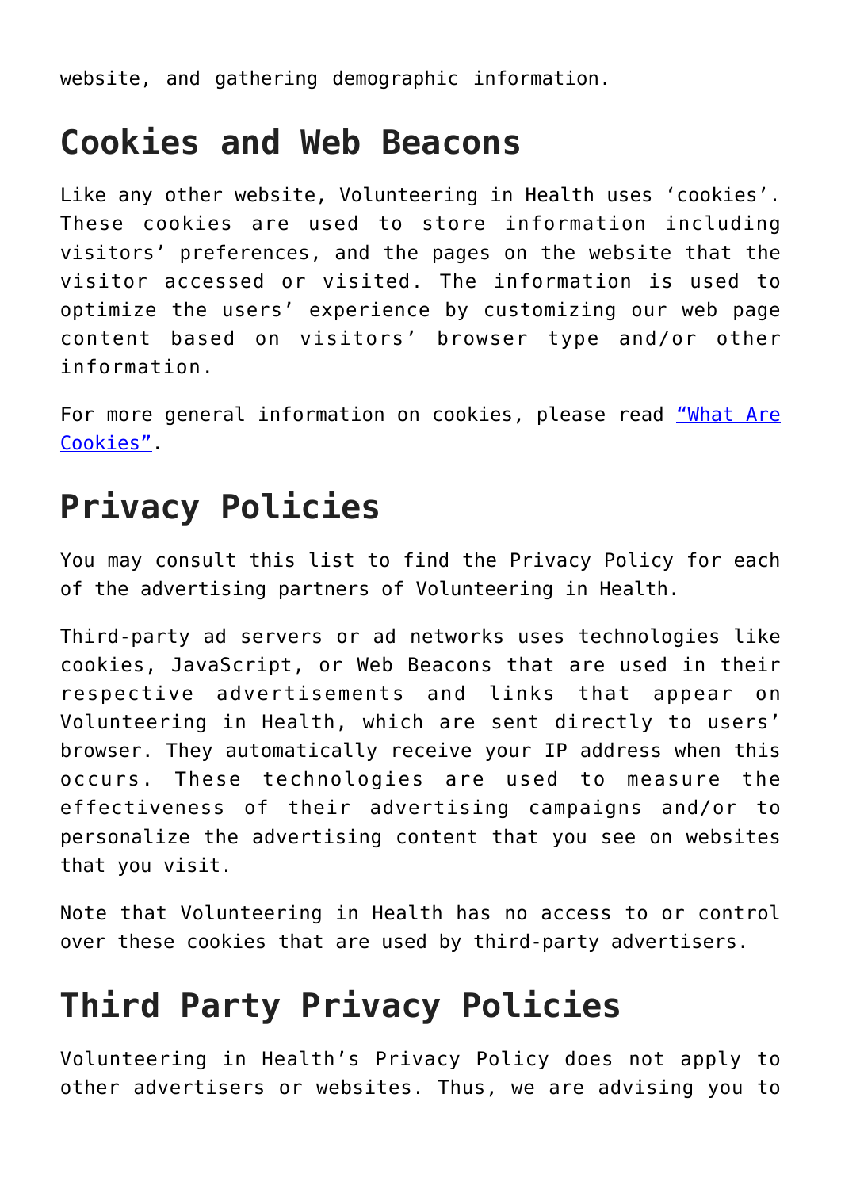website, and gathering demographic information.

## Cookies and Web Beacons

Like any other website, Volunteering in Health uses 'cookies'. These cookies are used to store information including visitors' preferences, and the pages on the website that the visitor accessed or visited. The information is used to optimize the users' experience by customizing our web page content based on visitors' browser type and/or other information.

For more general information on cookies, please read "What Are Cookies".

## Privacy Policies

You may consult this list to find the Privacy Policy for each of the advertising partners of Volunteering in Health.

Third-party ad servers or ad networks uses technologies like cookies, JavaScript, or Web Beacons that are used in their respective advertisements and links that appear on Volunteering in Health, which are sent directly to users' browser. They automatically receive your IP address when this occurs. These technologies are used to measure the effectiveness of their advertising campaigns and/or to personalize the advertising content that you see on websites that you visit.

Note that Volunteering in Health has no access to or control over these cookies that are used by third-party advertisers.

## Third Party Privacy Policies

Volunteering in Health's Privacy Policy does not apply to other advertisers or websites. Thus, we are advising you to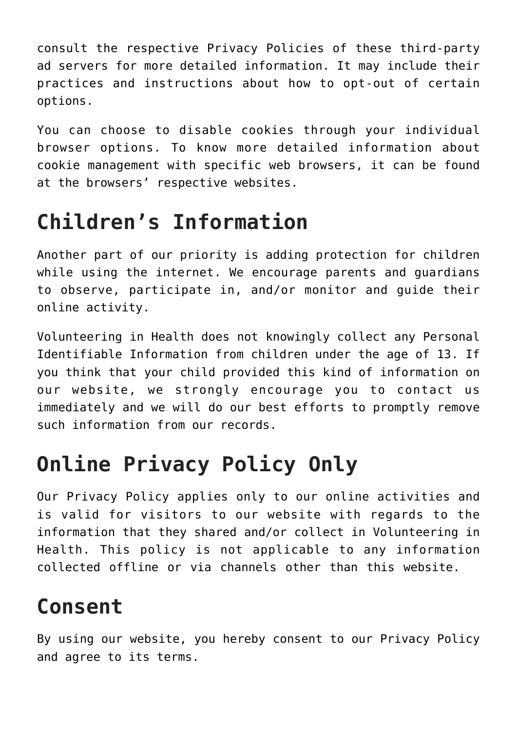consult the respective Privacy Policies of these third-party ad servers for more detailed information. It may include their practices and instructions about how to opt-out of certain options.

You can choose to disable cookies through your individual browser options. To know more detailed information about cookie management with specific web browsers, it can be found at the browsers' respective websites.

## Children's Information

Another part of our priority is adding protection for children while using the internet. We encourage parents and guardians to observe, participate in, and/or monitor and guide their online activity.

Volunteering in Health does not knowingly collect any Personal Identifiable Information from children under the age of 13. If you think that your child provided this kind of information on our website, we strongly encourage you to contact us immediately and we will do our best efforts to promptly remove such information from our records.

## Online Privacy Policy Only

Our Privacy Policy applies only to our online activities and is valid for visitors to our website with regards to the information that they shared and/or collect in Volunteering in Health. This policy is not applicable to any information collected offline or via channels other than this website.

## Consent

By using our website, you hereby consent to our Privacy Policy and agree to its terms.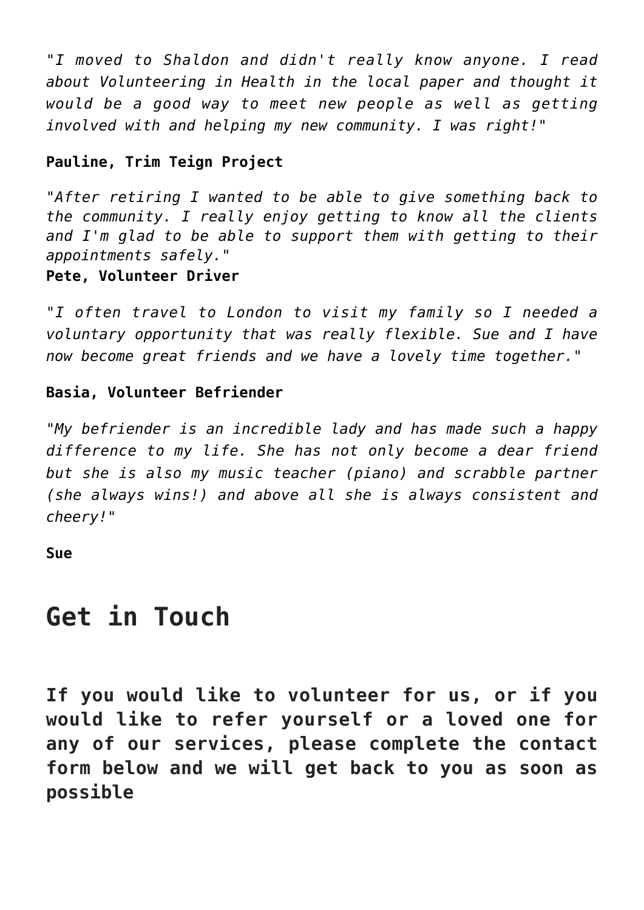*"I moved to Shaldon and didn't really know anyone. I read about Volunteering in Health in the local paper and thought it would be a good way to meet new people as well as getting involved with and helping my new community. I was right!"*

**Pauline, Trim Teign Project**

*"After retiring I wanted to be able to give something back to the community. I really enjoy getting to know all the clients and I'm glad to be able to support them with getting to their appointments safely."*

**Pete, Volunteer Driver**

*"I often travel to London to visit my family so I needed a voluntary opportunity that was really flexible. Sue and I have now become great friends and we have a lovely time together."*

**Basia, Volunteer Befriender**

*"My befriender is an incredible lady and has made such a happy difference to my life. She has not only become a dear friend but she is also my music teacher (piano) and scrabble partner (she always wins!) and above all she is always consistent and cheery!"*

**Sue**

## Get in Touch

**If you would like to volunteer for us, or if you would like to refer yourself or a loved one for any of our services, please complete the contact form below and we will get back to you as soon as possible**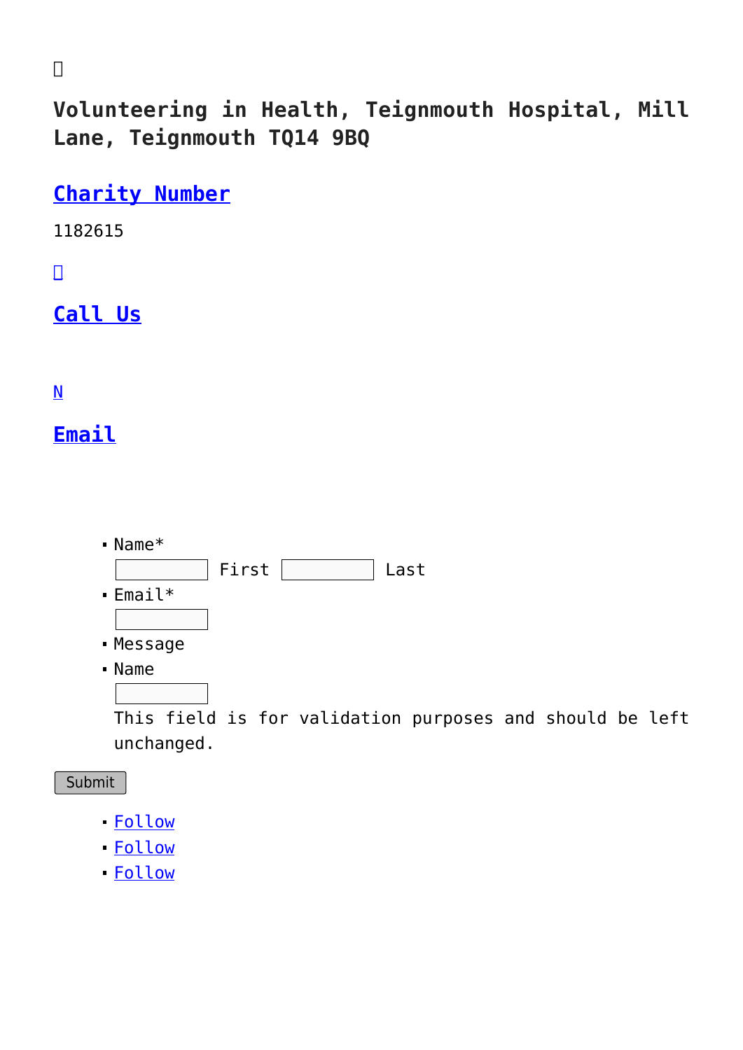### Volunteering in Health, Teignmouth Hospital, Mill Lane, Teignmouth TQ14 9BQ

### Charity Number

1182615

### Call Us

N

### Email

- Name*
  First Last
- Email*
- Message
- Name
  This field is for validation purposes and should be left unchanged.

Submit

- Follow
- Follow
- Follow